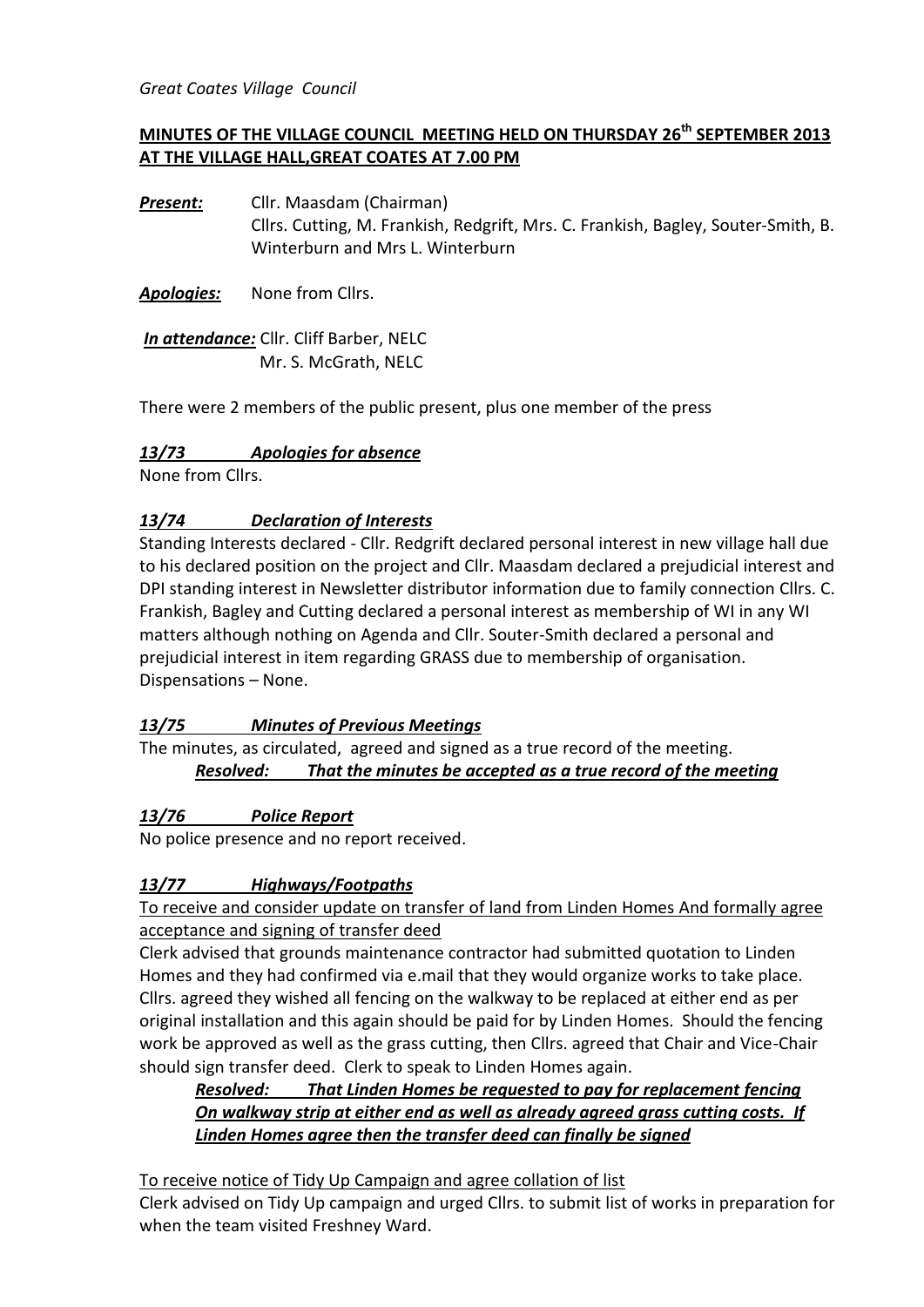*Great Coates Village Council*

## MINUTES OF THE VILLAGE COUNCIL MEETING HELD ON THURSDAY 26th SEPTEMBER 2013 AT THE VILLAGE HALL,GREAT COATES AT 7.00 PM

***Present:*** Cllr. Maasdam (Chairman)
Cllrs. Cutting, M. Frankish, Redgrift, Mrs. C. Frankish, Bagley, Souter-Smith, B. Winterburn and Mrs L. Winterburn

***Apologies:*** None from Cllrs.

***In attendance:*** Cllr. Cliff Barber, NELC
Mr. S. McGrath, NELC

There were 2 members of the public present, plus one member of the press

### *13/73 Apologies for absence*

None from Cllrs.

### *13/74 Declaration of Interests*

Standing Interests declared - Cllr. Redgrift declared personal interest in new village hall due to his declared position on the project and Cllr. Maasdam declared a prejudicial interest and DPI standing interest in Newsletter distributor information due to family connection Cllrs. C. Frankish, Bagley and Cutting declared a personal interest as membership of WI in any WI matters although nothing on Agenda and Cllr. Souter-Smith declared a personal and prejudicial interest in item regarding GRASS due to membership of organisation. Dispensations – None.

### *13/75 Minutes of Previous Meetings*

The minutes, as circulated, agreed and signed as a true record of the meeting.

***Resolved: That the minutes be accepted as a true record of the meeting***

### *13/76 Police Report*

No police presence and no report received.

### *13/77 Highways/Footpaths*

To receive and consider update on transfer of land from Linden Homes And formally agree acceptance and signing of transfer deed

Clerk advised that grounds maintenance contractor had submitted quotation to Linden Homes and they had confirmed via e.mail that they would organize works to take place. Cllrs. agreed they wished all fencing on the walkway to be replaced at either end as per original installation and this again should be paid for by Linden Homes. Should the fencing work be approved as well as the grass cutting, then Cllrs. agreed that Chair and Vice-Chair should sign transfer deed. Clerk to speak to Linden Homes again.

***Resolved: That Linden Homes be requested to pay for replacement fencing On walkway strip at either end as well as already agreed grass cutting costs. If Linden Homes agree then the transfer deed can finally be signed***

To receive notice of Tidy Up Campaign and agree collation of list

Clerk advised on Tidy Up campaign and urged Cllrs. to submit list of works in preparation for when the team visited Freshney Ward.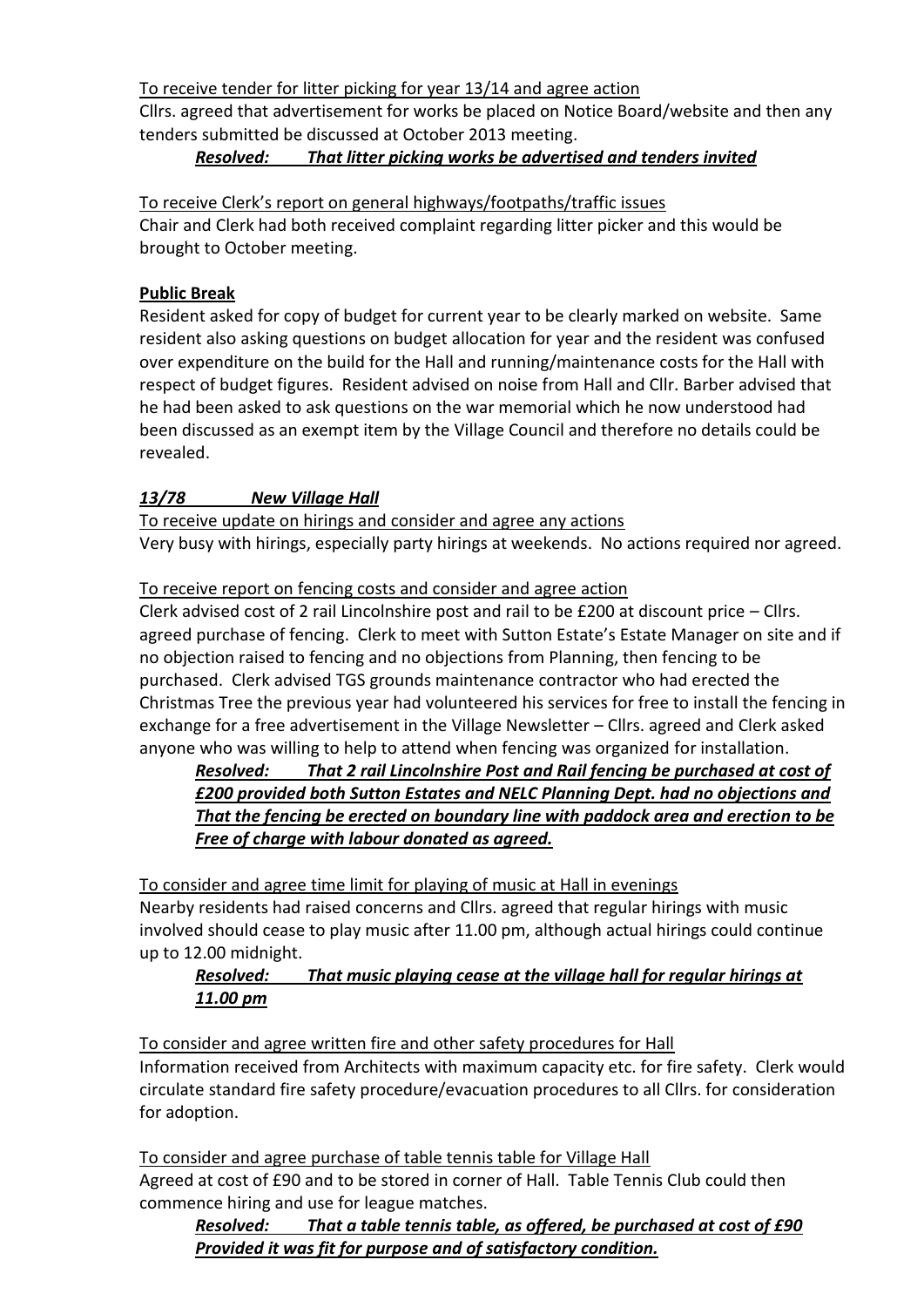To receive tender for litter picking for year 13/14 and agree action

Cllrs. agreed that advertisement for works be placed on Notice Board/website and then any tenders submitted be discussed at October 2013 meeting.

***Resolved: That litter picking works be advertised and tenders invited***

To receive Clerk's report on general highways/footpaths/traffic issues

Chair and Clerk had both received complaint regarding litter picker and this would be brought to October meeting.

**Public Break**

Resident asked for copy of budget for current year to be clearly marked on website. Same resident also asking questions on budget allocation for year and the resident was confused over expenditure on the build for the Hall and running/maintenance costs for the Hall with respect of budget figures. Resident advised on noise from Hall and Cllr. Barber advised that he had been asked to ask questions on the war memorial which he now understood had been discussed as an exempt item by the Village Council and therefore no details could be revealed.

***13/78 New Village Hall***

To receive update on hirings and consider and agree any actions

Very busy with hirings, especially party hirings at weekends. No actions required nor agreed.

To receive report on fencing costs and consider and agree action

Clerk advised cost of 2 rail Lincolnshire post and rail to be £200 at discount price – Cllrs. agreed purchase of fencing. Clerk to meet with Sutton Estate's Estate Manager on site and if no objection raised to fencing and no objections from Planning, then fencing to be purchased. Clerk advised TGS grounds maintenance contractor who had erected the Christmas Tree the previous year had volunteered his services for free to install the fencing in exchange for a free advertisement in the Village Newsletter – Cllrs. agreed and Clerk asked anyone who was willing to help to attend when fencing was organized for installation.

***Resolved: That 2 rail Lincolnshire Post and Rail fencing be purchased at cost of £200 provided both Sutton Estates and NELC Planning Dept. had no objections and That the fencing be erected on boundary line with paddock area and erection to be Free of charge with labour donated as agreed.***

To consider and agree time limit for playing of music at Hall in evenings

Nearby residents had raised concerns and Cllrs. agreed that regular hirings with music involved should cease to play music after 11.00 pm, although actual hirings could continue up to 12.00 midnight.

***Resolved: That music playing cease at the village hall for regular hirings at 11.00 pm***

To consider and agree written fire and other safety procedures for Hall

Information received from Architects with maximum capacity etc. for fire safety. Clerk would circulate standard fire safety procedure/evacuation procedures to all Cllrs. for consideration for adoption.

To consider and agree purchase of table tennis table for Village Hall

Agreed at cost of £90 and to be stored in corner of Hall. Table Tennis Club could then commence hiring and use for league matches.

***Resolved: That a table tennis table, as offered, be purchased at cost of £90 Provided it was fit for purpose and of satisfactory condition.***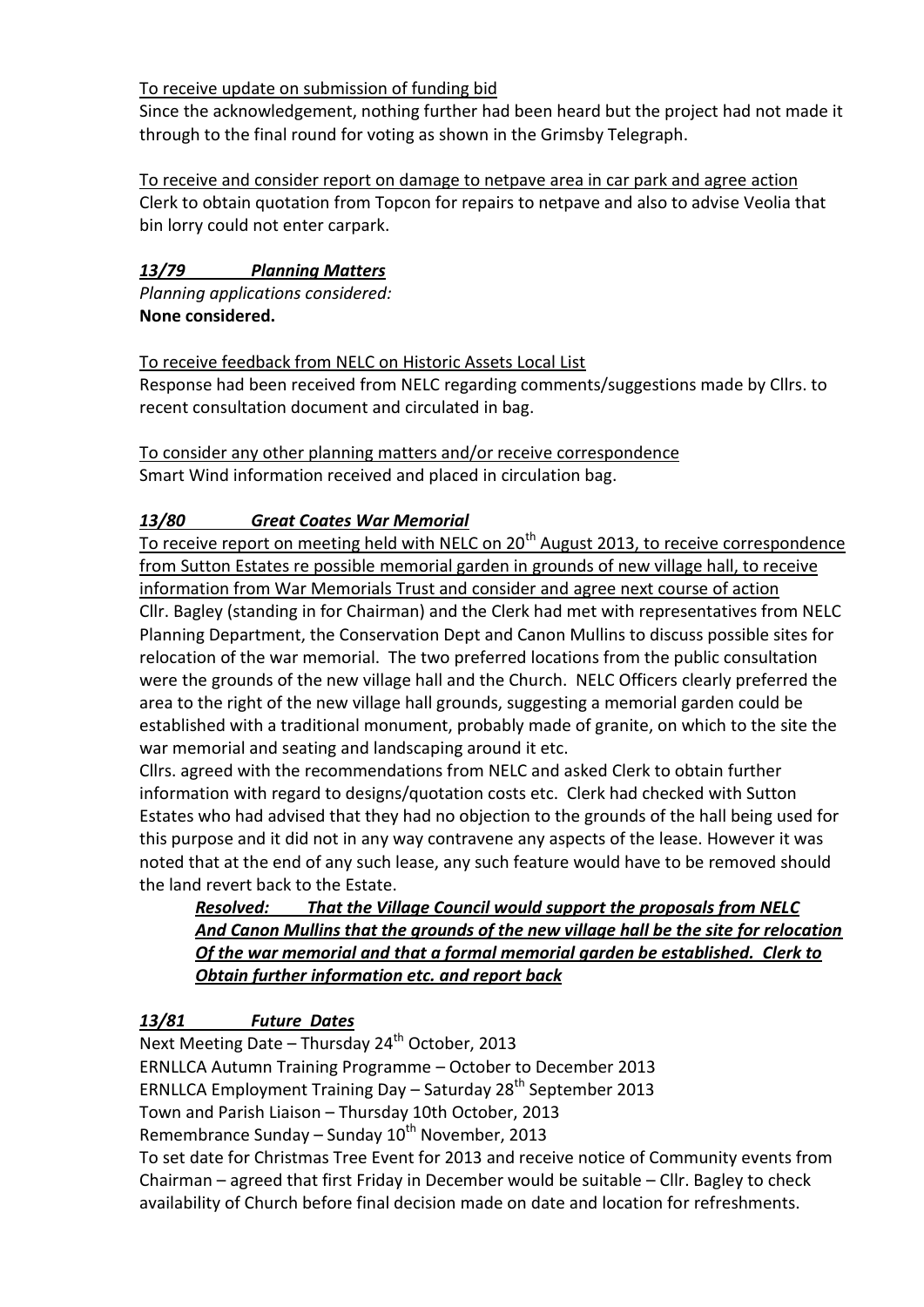<u>To receive update on submission of funding bid</u>
Since the acknowledgement, nothing further had been heard but the project had not made it through to the final round for voting as shown in the Grimsby Telegraph.

<u>To receive and consider report on damage to netpave area in car park and agree action</u>
Clerk to obtain quotation from Topcon for repairs to netpave and also to advise Veolia that bin lorry could not enter carpark.

### ***13/79 Planning Matters***

*Planning applications considered:*
**None considered.**

<u>To receive feedback from NELC on Historic Assets Local List</u>
Response had been received from NELC regarding comments/suggestions made by Cllrs. to recent consultation document and circulated in bag.

<u>To consider any other planning matters and/or receive correspondence</u>
Smart Wind information received and placed in circulation bag.

### ***13/80 Great Coates War Memorial***

<u>To receive report on meeting held with NELC on 20th August 2013, to receive correspondence from Sutton Estates re possible memorial garden in grounds of new village hall, to receive information from War Memorials Trust and consider and agree next course of action</u>
Cllr. Bagley (standing in for Chairman) and the Clerk had met with representatives from NELC Planning Department, the Conservation Dept and Canon Mullins to discuss possible sites for relocation of the war memorial. The two preferred locations from the public consultation were the grounds of the new village hall and the Church. NELC Officers clearly preferred the area to the right of the new village hall grounds, suggesting a memorial garden could be established with a traditional monument, probably made of granite, on which to the site the war memorial and seating and landscaping around it etc.
Cllrs. agreed with the recommendations from NELC and asked Clerk to obtain further information with regard to designs/quotation costs etc. Clerk had checked with Sutton Estates who had advised that they had no objection to the grounds of the hall being used for this purpose and it did not in any way contravene any aspects of the lease. However it was noted that at the end of any such lease, any such feature would have to be removed should the land revert back to the Estate.

> ***<u>Resolved: That the Village Council would support the proposals from NELC And Canon Mullins that the grounds of the new village hall be the site for relocation Of the war memorial and that a formal memorial garden be established. Clerk to Obtain further information etc. and report back</u>***

### ***13/81 Future Dates***

Next Meeting Date – Thursday 24th October, 2013
ERNLLCA Autumn Training Programme – October to December 2013
ERNLLCA Employment Training Day – Saturday 28th September 2013
Town and Parish Liaison – Thursday 10th October, 2013
Remembrance Sunday – Sunday 10th November, 2013
To set date for Christmas Tree Event for 2013 and receive notice of Community events from Chairman – agreed that first Friday in December would be suitable – Cllr. Bagley to check availability of Church before final decision made on date and location for refreshments.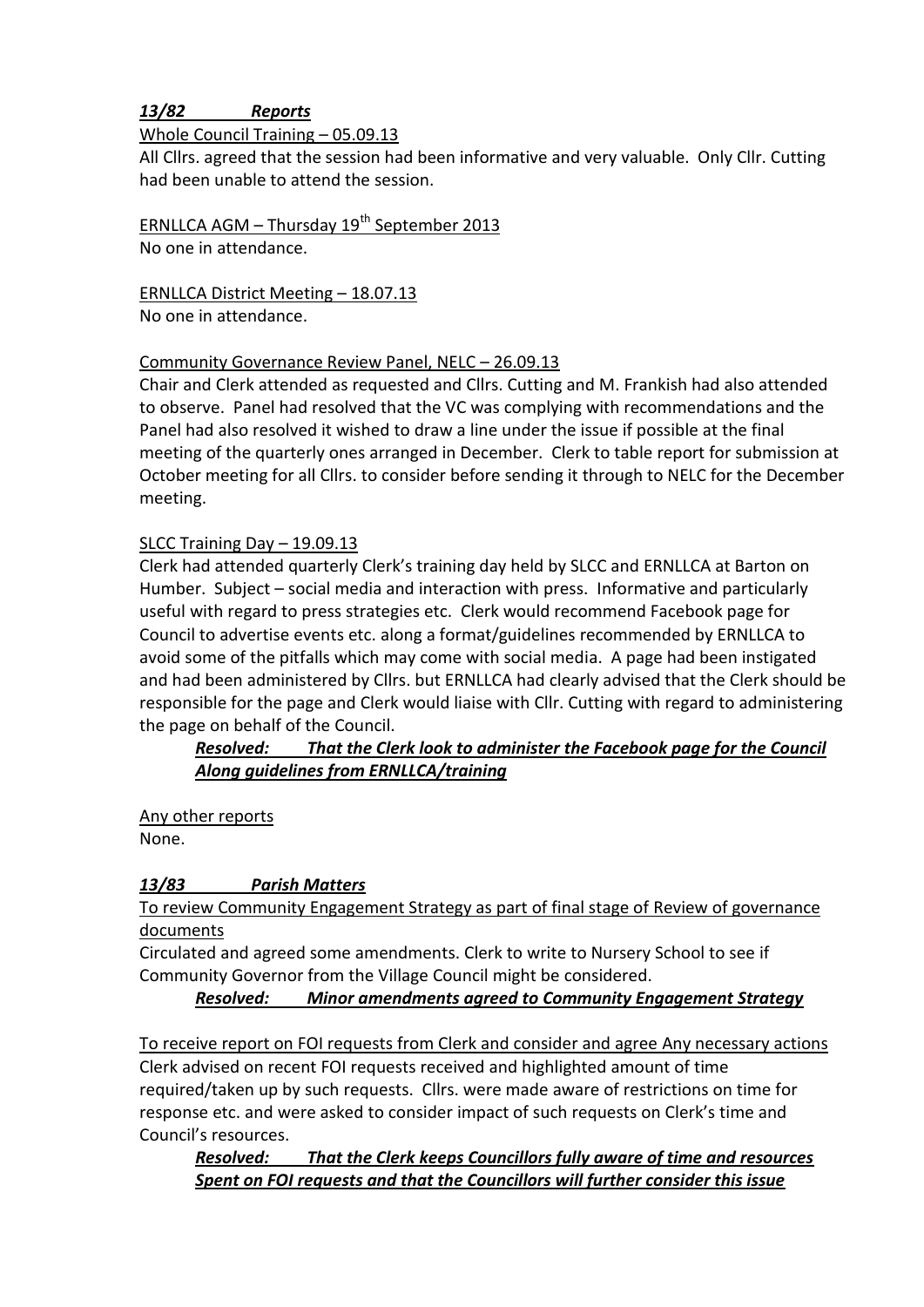***13/82 Reports***

Whole Council Training – 05.09.13

All Cllrs. agreed that the session had been informative and very valuable. Only Cllr. Cutting had been unable to attend the session.

ERNLLCA AGM – Thursday 19th September 2013

No one in attendance.

ERNLLCA District Meeting – 18.07.13

No one in attendance.

Community Governance Review Panel, NELC – 26.09.13

Chair and Clerk attended as requested and Cllrs. Cutting and M. Frankish had also attended to observe. Panel had resolved that the VC was complying with recommendations and the Panel had also resolved it wished to draw a line under the issue if possible at the final meeting of the quarterly ones arranged in December. Clerk to table report for submission at October meeting for all Cllrs. to consider before sending it through to NELC for the December meeting.

SLCC Training Day – 19.09.13

Clerk had attended quarterly Clerk's training day held by SLCC and ERNLLCA at Barton on Humber. Subject – social media and interaction with press. Informative and particularly useful with regard to press strategies etc. Clerk would recommend Facebook page for Council to advertise events etc. along a format/guidelines recommended by ERNLLCA to avoid some of the pitfalls which may come with social media. A page had been instigated and had been administered by Cllrs. but ERNLLCA had clearly advised that the Clerk should be responsible for the page and Clerk would liaise with Cllr. Cutting with regard to administering the page on behalf of the Council.

***Resolved: That the Clerk look to administer the Facebook page for the Council Along guidelines from ERNLLCA/training***

Any other reports

None.

***13/83 Parish Matters***

To review Community Engagement Strategy as part of final stage of Review of governance documents

Circulated and agreed some amendments. Clerk to write to Nursery School to see if Community Governor from the Village Council might be considered.

***Resolved: Minor amendments agreed to Community Engagement Strategy***

To receive report on FOI requests from Clerk and consider and agree Any necessary actions

Clerk advised on recent FOI requests received and highlighted amount of time required/taken up by such requests. Cllrs. were made aware of restrictions on time for response etc. and were asked to consider impact of such requests on Clerk's time and Council's resources.

***Resolved: That the Clerk keeps Councillors fully aware of time and resources Spent on FOI requests and that the Councillors will further consider this issue***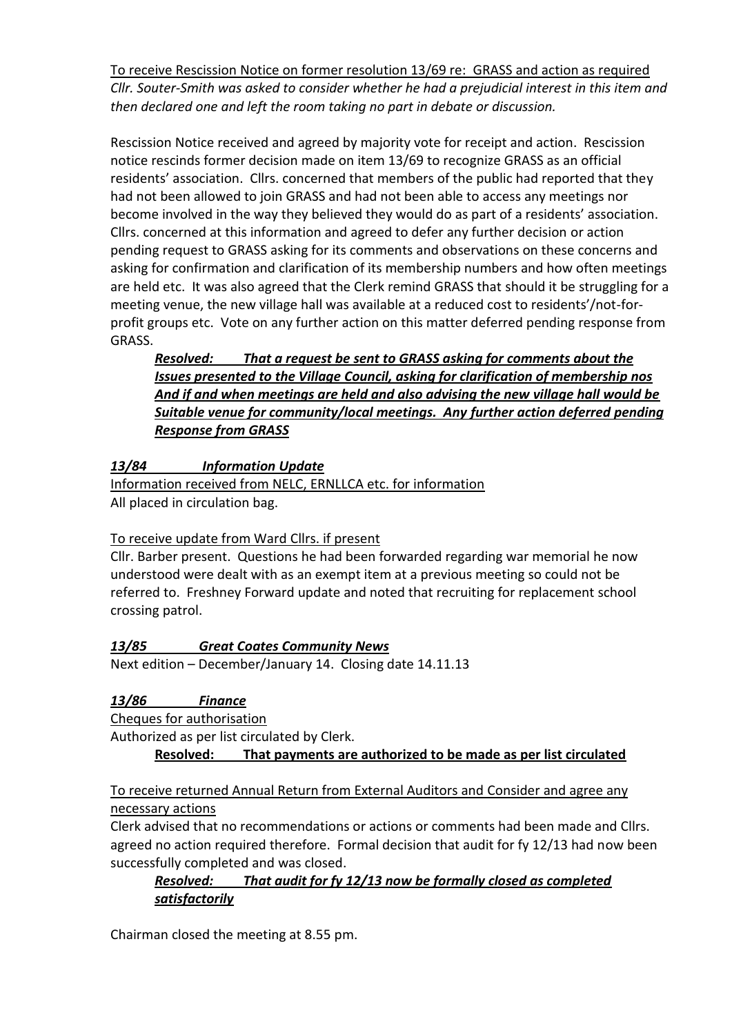<u>To receive Rescission Notice on former resolution 13/69 re: GRASS and action as required</u>
*Cllr. Souter-Smith was asked to consider whether he had a prejudicial interest in this item and then declared one and left the room taking no part in debate or discussion.*

Rescission Notice received and agreed by majority vote for receipt and action. Rescission notice rescinds former decision made on item 13/69 to recognize GRASS as an official residents' association. Cllrs. concerned that members of the public had reported that they had not been allowed to join GRASS and had not been able to access any meetings nor become involved in the way they believed they would do as part of a residents' association. Cllrs. concerned at this information and agreed to defer any further decision or action pending request to GRASS asking for its comments and observations on these concerns and asking for confirmation and clarification of its membership numbers and how often meetings are held etc. It was also agreed that the Clerk remind GRASS that should it be struggling for a meeting venue, the new village hall was available at a reduced cost to residents'/not-for-profit groups etc. Vote on any further action on this matter deferred pending response from GRASS.

> ***<u>Resolved: That a request be sent to GRASS asking for comments about the Issues presented to the Village Council, asking for clarification of membership nos And if and when meetings are held and also advising the new village hall would be Suitable venue for community/local meetings. Any further action deferred pending Response from GRASS</u>***

### ***<u>13/84 Information Update</u>***

<u>Information received from NELC, ERNLLCA etc. for information</u>
All placed in circulation bag.

<u>To receive update from Ward Cllrs. if present</u>
Cllr. Barber present. Questions he had been forwarded regarding war memorial he now understood were dealt with as an exempt item at a previous meeting so could not be referred to. Freshney Forward update and noted that recruiting for replacement school crossing patrol.

### ***<u>13/85 Great Coates Community News</u>***

Next edition – December/January 14. Closing date 14.11.13

### ***<u>13/86 Finance</u>***

<u>Cheques for authorisation</u>
Authorized as per list circulated by Clerk.

> **<u>Resolved: That payments are authorized to be made as per list circulated</u>**

<u>To receive returned Annual Return from External Auditors and Consider and agree any necessary actions</u>
Clerk advised that no recommendations or actions or comments had been made and Cllrs. agreed no action required therefore. Formal decision that audit for fy 12/13 had now been successfully completed and was closed.

> ***<u>Resolved: That audit for fy 12/13 now be formally closed as completed satisfactorily</u>***

Chairman closed the meeting at 8.55 pm.